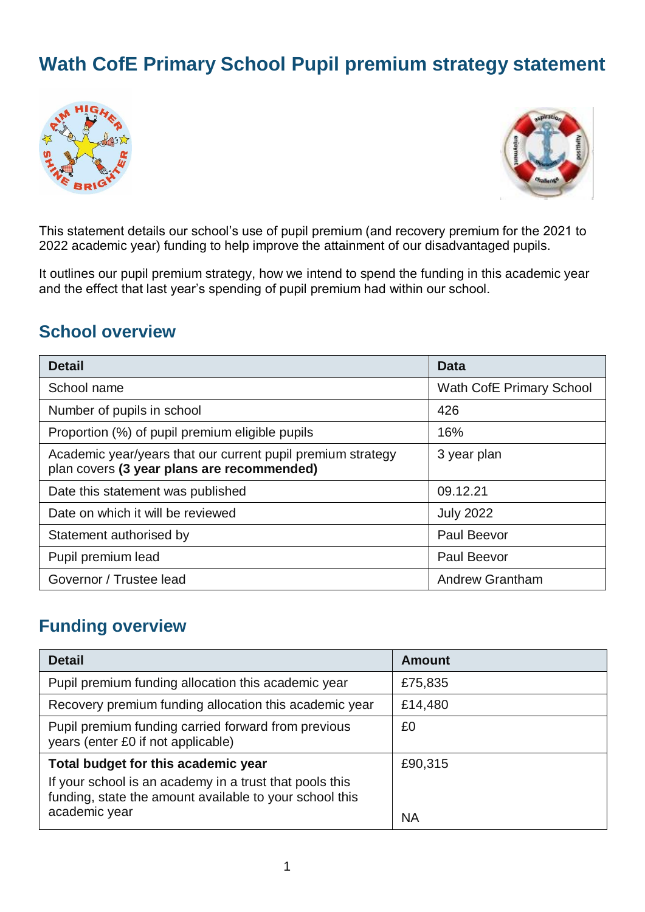# Wath CofE Primary School Pupil premium strategy statement

This statement details our school's use of pupil premium (and recovery premium for the 2021 to 2022 academic year) funding to help improve the attainment of our disadvantaged pupils.

It outlines our pupil premium strategy, how we intend to spend the funding in this academic year and the effect that last year's spending of pupil premium had within our school.

## School overview

| Detail | Data |
|---|---|
| School name | Wath CofE Primary School |
| Number of pupils in school | 426 |
| Proportion (%) of pupil premium eligible pupils | 16% |
| Academic year/years that our current pupil premium strategy plan covers **(3 year plans are recommended)** | 3 year plan |
| Date this statement was published | 09.12.21 |
| Date on which it will be reviewed | July 2022 |
| Statement authorised by | Paul Beevor |
| Pupil premium lead | Paul Beevor |
| Governor / Trustee lead | Andrew Grantham |

## Funding overview

| Detail | Amount |
|---|---|
| Pupil premium funding allocation this academic year | £75,835 |
| Recovery premium funding allocation this academic year | £14,480 |
| Pupil premium funding carried forward from previous years (enter £0 if not applicable) | £0 |
| **Total budget for this academic year** | £90,315 |
| If your school is an academy in a trust that pools this funding, state the amount available to your school this academic year | NA |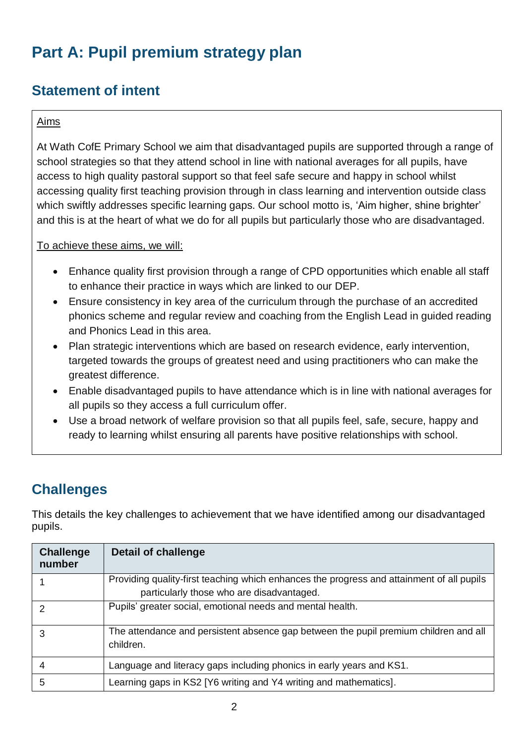# Part A: Pupil premium strategy plan

## Statement of intent

Aims

At Wath CofE Primary School we aim that disadvantaged pupils are supported through a range of school strategies so that they attend school in line with national averages for all pupils, have access to high quality pastoral support so that feel safe secure and happy in school whilst accessing quality first teaching provision through in class learning and intervention outside class which swiftly addresses specific learning gaps. Our school motto is, 'Aim higher, shine brighter' and this is at the heart of what we do for all pupils but particularly those who are disadvantaged.

To achieve these aims, we will:

- Enhance quality first provision through a range of CPD opportunities which enable all staff to enhance their practice in ways which are linked to our DEP.
- Ensure consistency in key area of the curriculum through the purchase of an accredited phonics scheme and regular review and coaching from the English Lead in guided reading and Phonics Lead in this area.
- Plan strategic interventions which are based on research evidence, early intervention, targeted towards the groups of greatest need and using practitioners who can make the greatest difference.
- Enable disadvantaged pupils to have attendance which is in line with national averages for all pupils so they access a full curriculum offer.
- Use a broad network of welfare provision so that all pupils feel, safe, secure, happy and ready to learning whilst ensuring all parents have positive relationships with school.

## Challenges

This details the key challenges to achievement that we have identified among our disadvantaged pupils.

| Challenge number | Detail of challenge |
|---|---|
| 1 | Providing quality-first teaching which enhances the progress and attainment of all pupils particularly those who are disadvantaged. |
| 2 | Pupils' greater social, emotional needs and mental health. |
| 3 | The attendance and persistent absence gap between the pupil premium children and all children. |
| 4 | Language and literacy gaps including phonics in early years and KS1. |
| 5 | Learning gaps in KS2 [Y6 writing and Y4 writing and mathematics]. |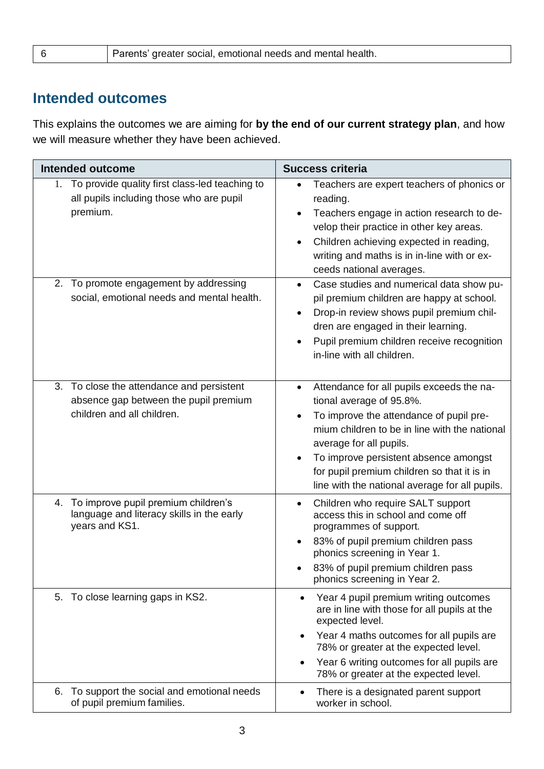| | |
|---|---|
| 6 | Parents' greater social, emotional needs and mental health. |

## Intended outcomes

This explains the outcomes we are aiming for **by the end of our current strategy plan**, and how we will measure whether they have been achieved.

| Intended outcome | Success criteria |
|---|---|
| 1. To provide quality first class-led teaching to all pupils including those who are pupil premium. | • Teachers are expert teachers of phonics or reading.<br>• Teachers engage in action research to develop their practice in other key areas.<br>• Children achieving expected in reading, writing and maths is in in-line with or exceeds national averages. |
| 2. To promote engagement by addressing social, emotional needs and mental health. | • Case studies and numerical data show pupil premium children are happy at school.<br>• Drop-in review shows pupil premium children are engaged in their learning.<br>• Pupil premium children receive recognition in-line with all children. |
| 3. To close the attendance and persistent absence gap between the pupil premium children and all children. | • Attendance for all pupils exceeds the national average of 95.8%.<br>• To improve the attendance of pupil premium children to be in line with the national average for all pupils.<br>• To improve persistent absence amongst for pupil premium children so that it is in line with the national average for all pupils. |
| 4. To improve pupil premium children's language and literacy skills in the early years and KS1. | • Children who require SALT support access this in school and come off programmes of support.<br>• 83% of pupil premium children pass phonics screening in Year 1.<br>• 83% of pupil premium children pass phonics screening in Year 2. |
| 5. To close learning gaps in KS2. | • Year 4 pupil premium writing outcomes are in line with those for all pupils at the expected level.<br>• Year 4 maths outcomes for all pupils are 78% or greater at the expected level.<br>• Year 6 writing outcomes for all pupils are 78% or greater at the expected level. |
| 6. To support the social and emotional needs of pupil premium families. | • There is a designated parent support worker in school. |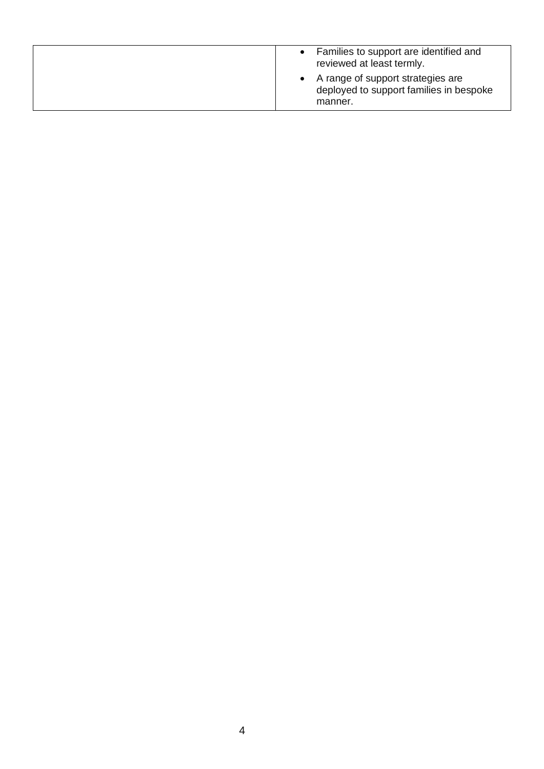| | |
|---|---|
| | • Families to support are identified and reviewed at least termly.<br>• A range of support strategies are deployed to support families in bespoke manner. |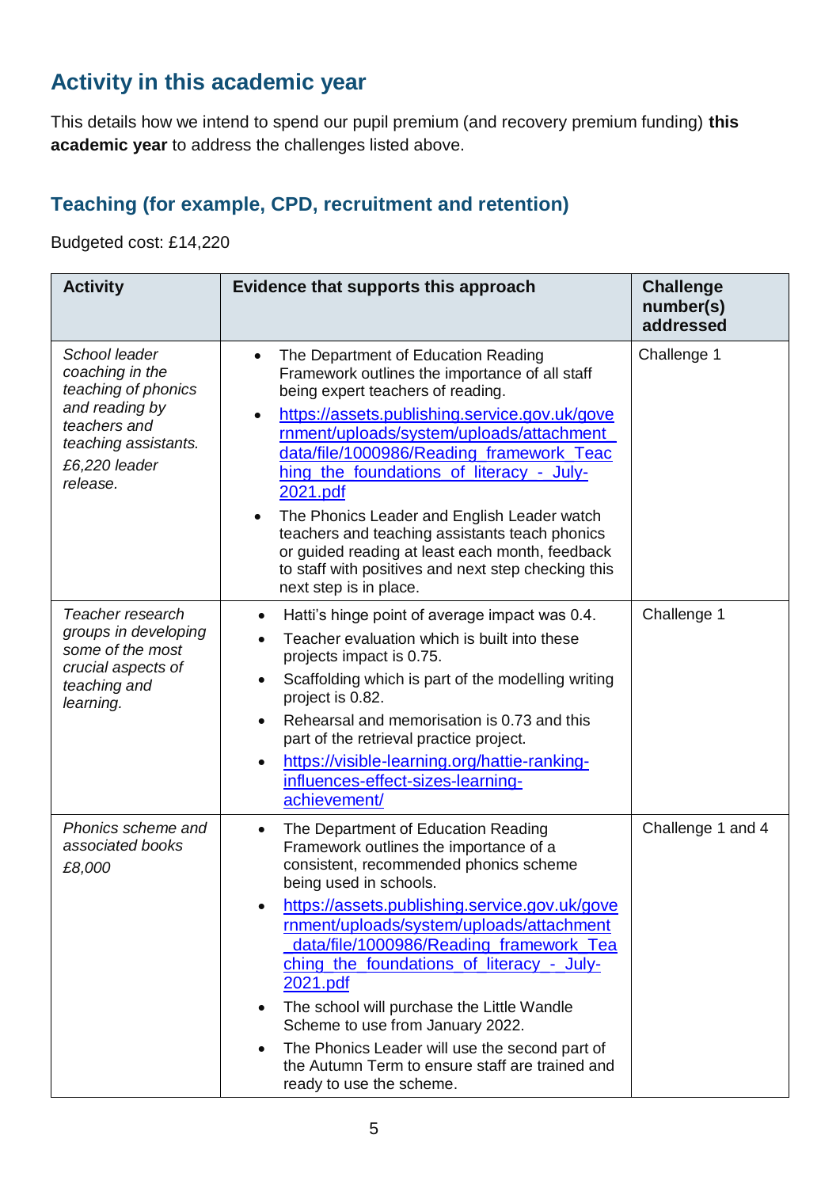## Activity in this academic year

This details how we intend to spend our pupil premium (and recovery premium funding) **this academic year** to address the challenges listed above.

### Teaching (for example, CPD, recruitment and retention)

Budgeted cost: £14,220

| Activity | Evidence that supports this approach | Challenge number(s) addressed |
|---|---|---|
| *School leader coaching in the teaching of phonics and reading by teachers and teaching assistants.* *£6,220 leader release.* | • The Department of Education Reading Framework outlines the importance of all staff being expert teachers of reading. • https://assets.publishing.service.gov.uk/government/uploads/system/uploads/attachment_data/file/1000986/Reading_framework_Teaching_the_foundations_of_literacy_-_July-2021.pdf • The Phonics Leader and English Leader watch teachers and teaching assistants teach phonics or guided reading at least each month, feedback to staff with positives and next step checking this next step is in place. | Challenge 1 |
| *Teacher research groups in developing some of the most crucial aspects of teaching and learning.* | • Hatti's hinge point of average impact was 0.4. • Teacher evaluation which is built into these projects impact is 0.75. • Scaffolding which is part of the modelling writing project is 0.82. • Rehearsal and memorisation is 0.73 and this part of the retrieval practice project. • https://visible-learning.org/hattie-ranking-influences-effect-sizes-learning-achievement/ | Challenge 1 |
| *Phonics scheme and associated books* *£8,000* | • The Department of Education Reading Framework outlines the importance of a consistent, recommended phonics scheme being used in schools. • https://assets.publishing.service.gov.uk/government/uploads/system/uploads/attachment_data/file/1000986/Reading_framework_Teaching_the_foundations_of_literacy_-_July-2021.pdf • The school will purchase the Little Wandle Scheme to use from January 2022. • The Phonics Leader will use the second part of the Autumn Term to ensure staff are trained and ready to use the scheme. | Challenge 1 and 4 |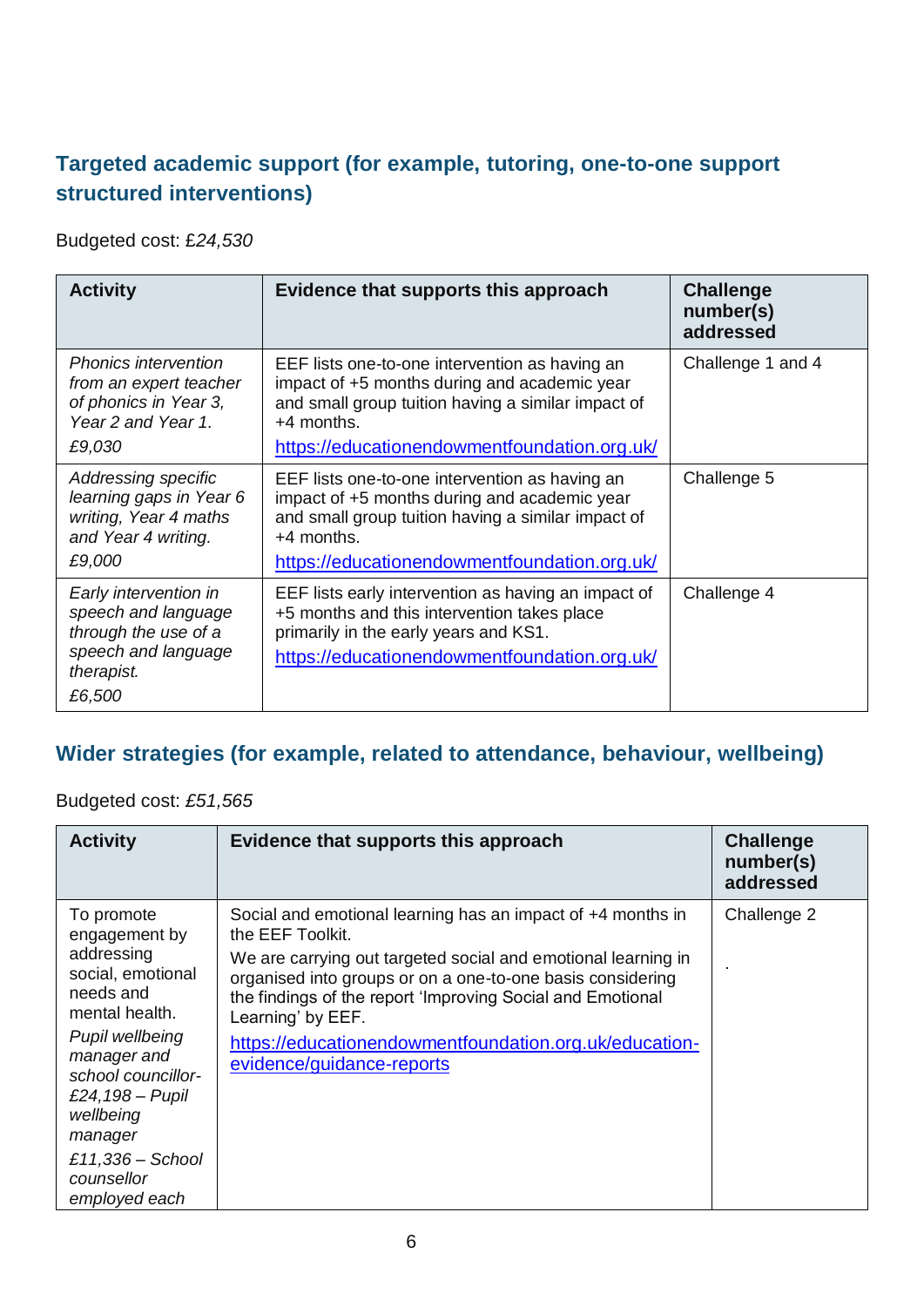## Targeted academic support (for example, tutoring, one-to-one support structured interventions)

Budgeted cost: *£24,530*

| Activity | Evidence that supports this approach | Challenge number(s) addressed |
|---|---|---|
| *Phonics intervention from an expert teacher of phonics in Year 3, Year 2 and Year 1.*<br>*£9,030* | EEF lists one-to-one intervention as having an impact of +5 months during and academic year and small group tuition having a similar impact of +4 months.<br>https://educationendowmentfoundation.org.uk/ | Challenge 1 and 4 |
| *Addressing specific learning gaps in Year 6 writing, Year 4 maths and Year 4 writing.*<br>*£9,000* | EEF lists one-to-one intervention as having an impact of +5 months during and academic year and small group tuition having a similar impact of +4 months.<br>https://educationendowmentfoundation.org.uk/ | Challenge 5 |
| *Early intervention in speech and language through the use of a speech and language therapist.*<br>*£6,500* | EEF lists early intervention as having an impact of +5 months and this intervention takes place primarily in the early years and KS1.<br>https://educationendowmentfoundation.org.uk/ | Challenge 4 |

## Wider strategies (for example, related to attendance, behaviour, wellbeing)

Budgeted cost: *£51,565*

| Activity | Evidence that supports this approach | Challenge number(s) addressed |
|---|---|---|
| To promote engagement by addressing social, emotional needs and mental health.<br>*Pupil wellbeing manager and school councillor- £24,198 – Pupil wellbeing manager*<br>*£11,336 – School counsellor employed each* | Social and emotional learning has an impact of +4 months in the EEF Toolkit.<br>We are carrying out targeted social and emotional learning in organised into groups or on a one-to-one basis considering the findings of the report 'Improving Social and Emotional Learning' by EEF.<br>https://educationendowmentfoundation.org.uk/education-evidence/guidance-reports | Challenge 2<br><br>. |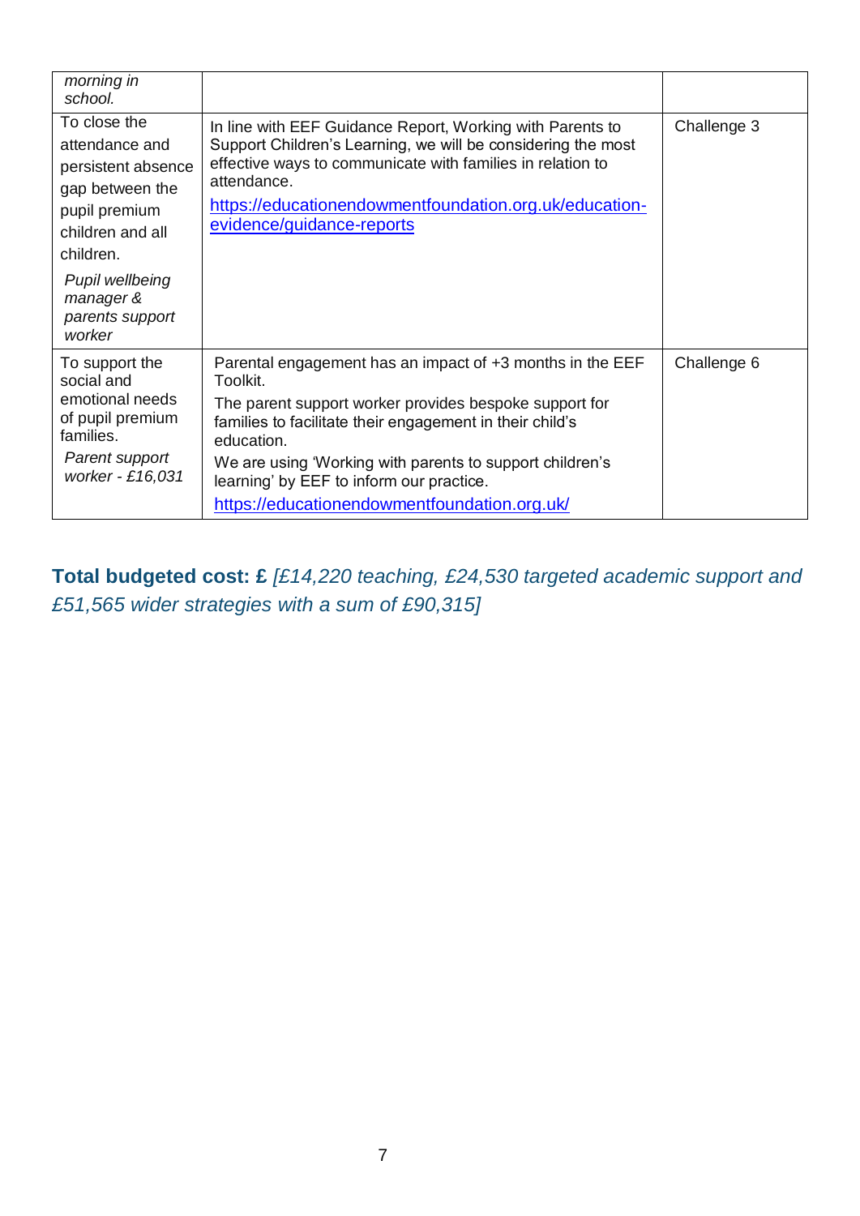| | | |
|---|---|---|
| *morning in school.* | | |
| To close the attendance and persistent absence gap between the pupil premium children and all children.<br><br>*Pupil wellbeing manager & parents support worker* | In line with EEF Guidance Report, Working with Parents to Support Children's Learning, we will be considering the most effective ways to communicate with families in relation to attendance.<br><br>https://educationendowmentfoundation.org.uk/education-evidence/guidance-reports | Challenge 3 |
| To support the social and emotional needs of pupil premium families.<br><br>*Parent support worker - £16,031* | Parental engagement has an impact of +3 months in the EEF Toolkit.<br><br>The parent support worker provides bespoke support for families to facilitate their engagement in their child's education.<br><br>We are using 'Working with parents to support children's learning' by EEF to inform our practice.<br><br>https://educationendowmentfoundation.org.uk/ | Challenge 6 |

**Total budgeted cost: £** *[£14,220 teaching, £24,530 targeted academic support and £51,565 wider strategies with a sum of £90,315]*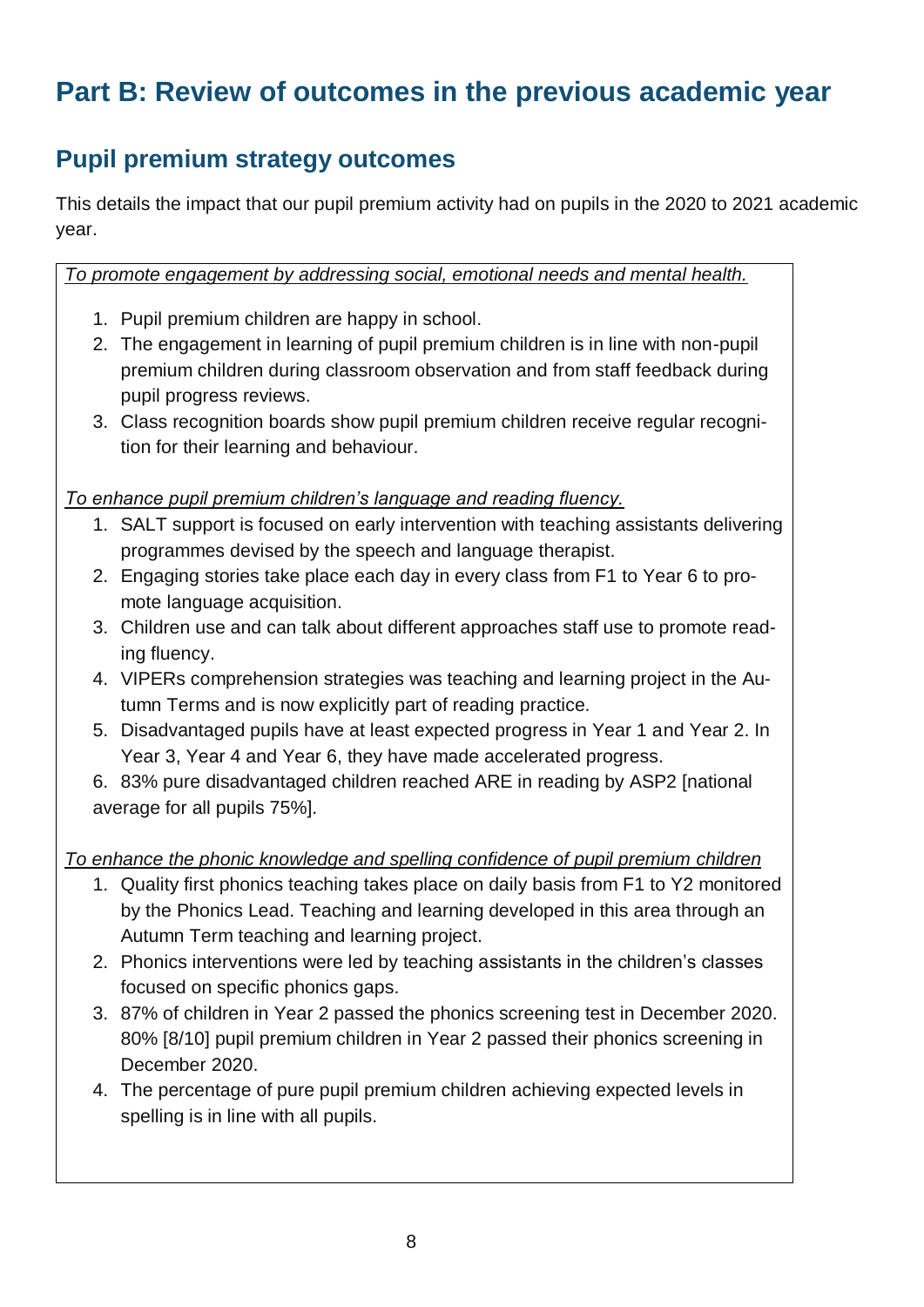# Part B: Review of outcomes in the previous academic year

## Pupil premium strategy outcomes

This details the impact that our pupil premium activity had on pupils in the 2020 to 2021 academic year.

*To promote engagement by addressing social, emotional needs and mental health.*

1. Pupil premium children are happy in school.
2. The engagement in learning of pupil premium children is in line with non-pupil premium children during classroom observation and from staff feedback during pupil progress reviews.
3. Class recognition boards show pupil premium children receive regular recognition for their learning and behaviour.

*To enhance pupil premium children's language and reading fluency.*

1. SALT support is focused on early intervention with teaching assistants delivering programmes devised by the speech and language therapist.
2. Engaging stories take place each day in every class from F1 to Year 6 to promote language acquisition.
3. Children use and can talk about different approaches staff use to promote reading fluency.
4. VIPERs comprehension strategies was teaching and learning project in the Autumn Terms and is now explicitly part of reading practice.
5. Disadvantaged pupils have at least expected progress in Year 1 and Year 2. In Year 3, Year 4 and Year 6, they have made accelerated progress.
6. 83% pure disadvantaged children reached ARE in reading by ASP2 [national average for all pupils 75%].

*To enhance the phonic knowledge and spelling confidence of pupil premium children*

1. Quality first phonics teaching takes place on daily basis from F1 to Y2 monitored by the Phonics Lead. Teaching and learning developed in this area through an Autumn Term teaching and learning project.
2. Phonics interventions were led by teaching assistants in the children's classes focused on specific phonics gaps.
3. 87% of children in Year 2 passed the phonics screening test in December 2020. 80% [8/10] pupil premium children in Year 2 passed their phonics screening in December 2020.
4. The percentage of pure pupil premium children achieving expected levels in spelling is in line with all pupils.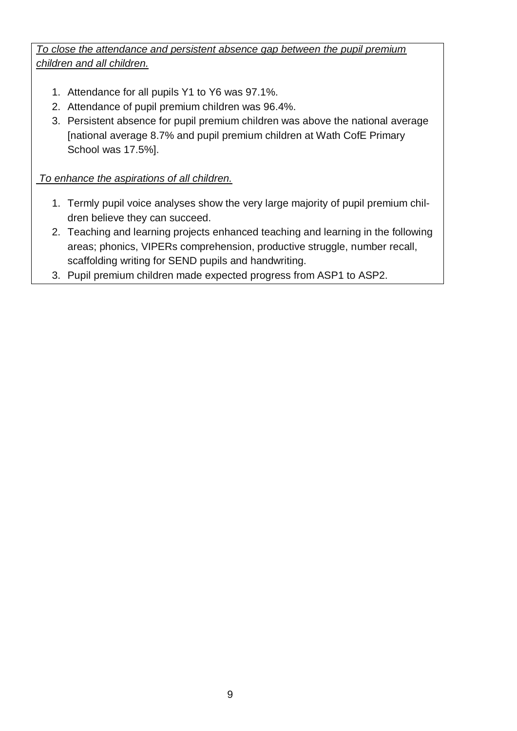*To close the attendance and persistent absence gap between the pupil premium children and all children.*

1. Attendance for all pupils Y1 to Y6 was 97.1%.
2. Attendance of pupil premium children was 96.4%.
3. Persistent absence for pupil premium children was above the national average [national average 8.7% and pupil premium children at Wath CofE Primary School was 17.5%].

*To enhance the aspirations of all children.*

1. Termly pupil voice analyses show the very large majority of pupil premium children believe they can succeed.
2. Teaching and learning projects enhanced teaching and learning in the following areas; phonics, VIPERs comprehension, productive struggle, number recall, scaffolding writing for SEND pupils and handwriting.
3. Pupil premium children made expected progress from ASP1 to ASP2.